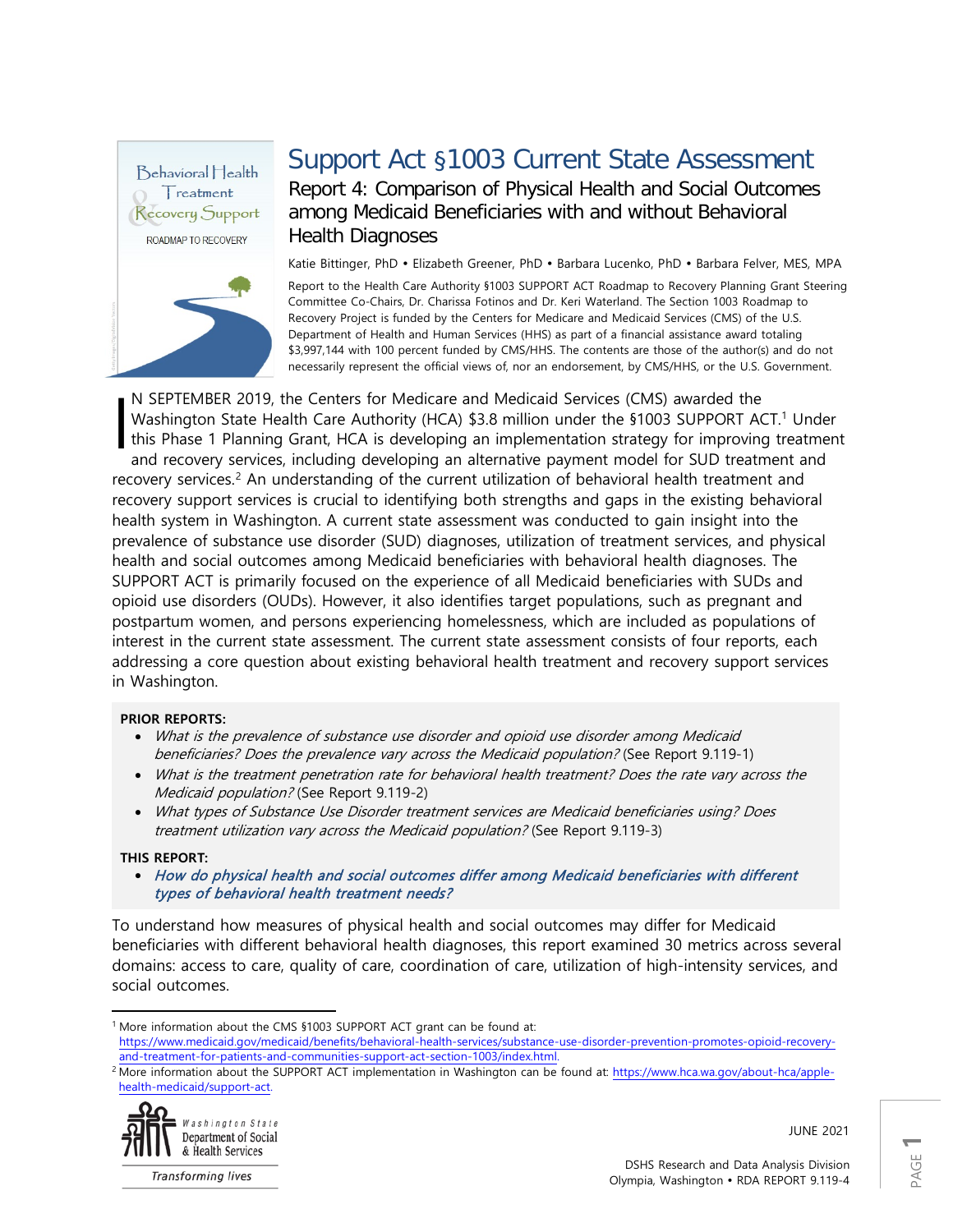# Support Act §1003 Current State Assessment

## Report 4: Comparison of Physical Health and Social Outcomes among Medicaid Beneficiaries with and without Behavioral Health Diagnoses

Katie Bittinger, PhD • Elizabeth Greener, PhD • Barbara Lucenko, PhD • Barbara Felver, MES, MPA

Report to the Health Care Authority §1003 SUPPORT ACT Roadmap to Recovery Planning Grant Steering Committee Co-Chairs, Dr. Charissa Fotinos and Dr. Keri Waterland. The Section 1003 Roadmap to Recovery Project is funded by the Centers for Medicare and Medicaid Services (CMS) of the U.S. Department of Health and Human Services (HHS) as part of a financial assistance award totaling $3,997,144 with 100 percent funded by CMS/HHS. The contents are those of the author(s) and do not necessarily represent the official views of, nor an endorsement, by CMS/HHS, or the U.S. Government.

IN SEPTEMBER 2019, the Centers for Medicare and Medicaid Services (CMS) awarded the Washington State Health Care Authority (HCA) $3.8 million under the §1003 SUPPORT ACT.[1] Under this Phase 1 Planning Grant, HCA is developing an implementation strategy for improving treatment and recovery services, including developing an alternative payment model for SUD treatment and recovery services.[2] An understanding of the current utilization of behavioral health treatment and recovery support services is crucial to identifying both strengths and gaps in the existing behavioral health system in Washington. A current state assessment was conducted to gain insight into the prevalence of substance use disorder (SUD) diagnoses, utilization of treatment services, and physical health and social outcomes among Medicaid beneficiaries with behavioral health diagnoses. The SUPPORT ACT is primarily focused on the experience of all Medicaid beneficiaries with SUDs and opioid use disorders (OUDs). However, it also identifies target populations, such as pregnant and postpartum women, and persons experiencing homelessness, which are included as populations of interest in the current state assessment. The current state assessment consists of four reports, each addressing a core question about existing behavioral health treatment and recovery support services in Washington.

**PRIOR REPORTS:**

- *What is the prevalence of substance use disorder and opioid use disorder among Medicaid beneficiaries? Does the prevalence vary across the Medicaid population?* (See Report 9.119-1)
- *What is the treatment penetration rate for behavioral health treatment? Does the rate vary across the Medicaid population?* (See Report 9.119-2)
- *What types of Substance Use Disorder treatment services are Medicaid beneficiaries using? Does treatment utilization vary across the Medicaid population?* (See Report 9.119-3)

**THIS REPORT:**

- ***How do physical health and social outcomes differ among Medicaid beneficiaries with different types of behavioral health treatment needs?***

To understand how measures of physical health and social outcomes may differ for Medicaid beneficiaries with different behavioral health diagnoses, this report examined 30 metrics across several domains: access to care, quality of care, coordination of care, utilization of high-intensity services, and social outcomes.

---

[1] More information about the CMS §1003 SUPPORT ACT grant can be found at: https://www.medicaid.gov/medicaid/benefits/behavioral-health-services/substance-use-disorder-prevention-promotes-opioid-recovery-and-treatment-for-patients-and-communities-support-act-section-1003/index.html.

[2] More information about the SUPPORT ACT implementation in Washington can be found at: https://www.hca.wa.gov/about-hca/apple-health-medicaid/support-act.

Washington State Department of Social & Health Services — Transforming lives

JUNE 2021

DSHS Research and Data Analysis Division
Olympia, Washington • RDA REPORT 9.119-4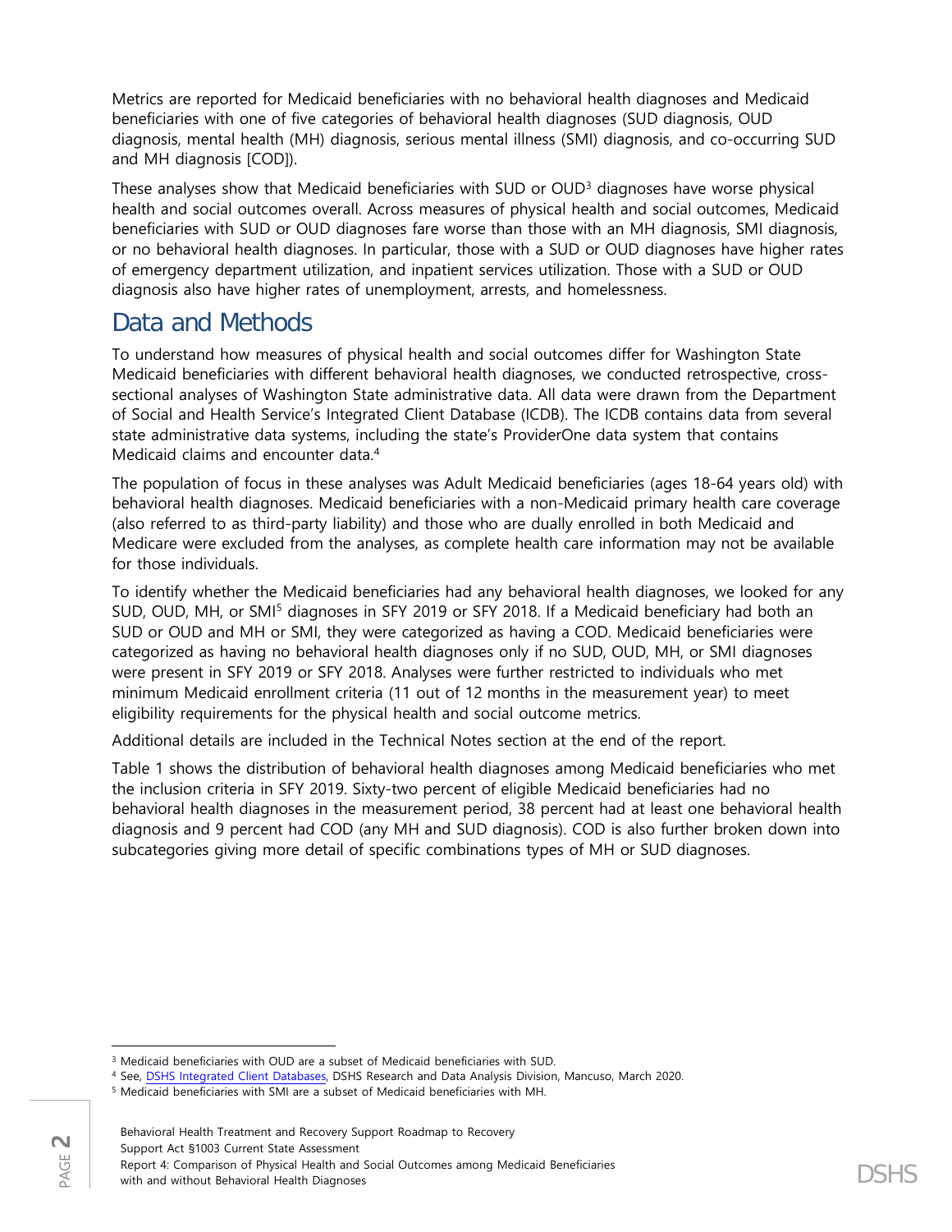Metrics are reported for Medicaid beneficiaries with no behavioral health diagnoses and Medicaid beneficiaries with one of five categories of behavioral health diagnoses (SUD diagnosis, OUD diagnosis, mental health (MH) diagnosis, serious mental illness (SMI) diagnosis, and co-occurring SUD and MH diagnosis [COD]).

These analyses show that Medicaid beneficiaries with SUD or OUD[3] diagnoses have worse physical health and social outcomes overall. Across measures of physical health and social outcomes, Medicaid beneficiaries with SUD or OUD diagnoses fare worse than those with an MH diagnosis, SMI diagnosis, or no behavioral health diagnoses. In particular, those with a SUD or OUD diagnoses have higher rates of emergency department utilization, and inpatient services utilization. Those with a SUD or OUD diagnosis also have higher rates of unemployment, arrests, and homelessness.

## Data and Methods

To understand how measures of physical health and social outcomes differ for Washington State Medicaid beneficiaries with different behavioral health diagnoses, we conducted retrospective, cross-sectional analyses of Washington State administrative data. All data were drawn from the Department of Social and Health Service's Integrated Client Database (ICDB). The ICDB contains data from several state administrative data systems, including the state's ProviderOne data system that contains Medicaid claims and encounter data.[4]

The population of focus in these analyses was Adult Medicaid beneficiaries (ages 18-64 years old) with behavioral health diagnoses. Medicaid beneficiaries with a non-Medicaid primary health care coverage (also referred to as third-party liability) and those who are dually enrolled in both Medicaid and Medicare were excluded from the analyses, as complete health care information may not be available for those individuals.

To identify whether the Medicaid beneficiaries had any behavioral health diagnoses, we looked for any SUD, OUD, MH, or SMI[5] diagnoses in SFY 2019 or SFY 2018. If a Medicaid beneficiary had both an SUD or OUD and MH or SMI, they were categorized as having a COD. Medicaid beneficiaries were categorized as having no behavioral health diagnoses only if no SUD, OUD, MH, or SMI diagnoses were present in SFY 2019 or SFY 2018. Analyses were further restricted to individuals who met minimum Medicaid enrollment criteria (11 out of 12 months in the measurement year) to meet eligibility requirements for the physical health and social outcome metrics.

Additional details are included in the Technical Notes section at the end of the report.

Table 1 shows the distribution of behavioral health diagnoses among Medicaid beneficiaries who met the inclusion criteria in SFY 2019. Sixty-two percent of eligible Medicaid beneficiaries had no behavioral health diagnoses in the measurement period, 38 percent had at least one behavioral health diagnosis and 9 percent had COD (any MH and SUD diagnosis). COD is also further broken down into subcategories giving more detail of specific combinations types of MH or SUD diagnoses.

---

[3] Medicaid beneficiaries with OUD are a subset of Medicaid beneficiaries with SUD.

[4] See, DSHS Integrated Client Databases, DSHS Research and Data Analysis Division, Mancuso, March 2020.

[5] Medicaid beneficiaries with SMI are a subset of Medicaid beneficiaries with MH.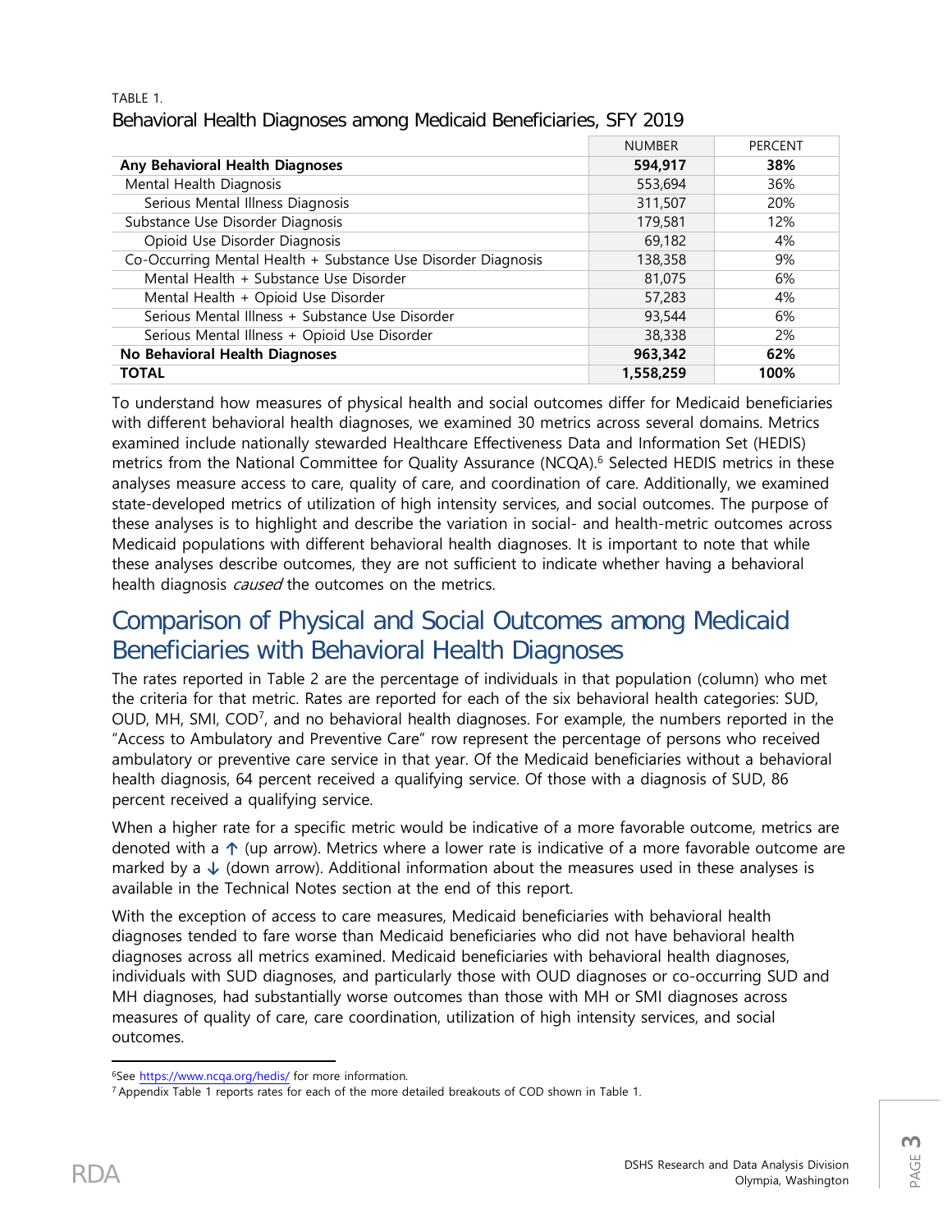TABLE 1.
Behavioral Health Diagnoses among Medicaid Beneficiaries, SFY 2019

| | NUMBER | PERCENT |
|---|---|---|
| **Any Behavioral Health Diagnoses** | **594,917** | **38%** |
| Mental Health Diagnosis | 553,694 | 36% |
| Serious Mental Illness Diagnosis | 311,507 | 20% |
| Substance Use Disorder Diagnosis | 179,581 | 12% |
| Opioid Use Disorder Diagnosis | 69,182 | 4% |
| Co-Occurring Mental Health + Substance Use Disorder Diagnosis | 138,358 | 9% |
| Mental Health + Substance Use Disorder | 81,075 | 6% |
| Mental Health + Opioid Use Disorder | 57,283 | 4% |
| Serious Mental Illness + Substance Use Disorder | 93,544 | 6% |
| Serious Mental Illness + Opioid Use Disorder | 38,338 | 2% |
| **No Behavioral Health Diagnoses** | **963,342** | **62%** |
| **TOTAL** | **1,558,259** | **100%** |

To understand how measures of physical health and social outcomes differ for Medicaid beneficiaries with different behavioral health diagnoses, we examined 30 metrics across several domains. Metrics examined include nationally stewarded Healthcare Effectiveness Data and Information Set (HEDIS) metrics from the National Committee for Quality Assurance (NCQA).[6] Selected HEDIS metrics in these analyses measure access to care, quality of care, and coordination of care. Additionally, we examined state-developed metrics of utilization of high intensity services, and social outcomes. The purpose of these analyses is to highlight and describe the variation in social- and health-metric outcomes across Medicaid populations with different behavioral health diagnoses. It is important to note that while these analyses describe outcomes, they are not sufficient to indicate whether having a behavioral health diagnosis *caused* the outcomes on the metrics.

## Comparison of Physical and Social Outcomes among Medicaid Beneficiaries with Behavioral Health Diagnoses

The rates reported in Table 2 are the percentage of individuals in that population (column) who met the criteria for that metric. Rates are reported for each of the six behavioral health categories: SUD, OUD, MH, SMI, COD[7], and no behavioral health diagnoses. For example, the numbers reported in the "Access to Ambulatory and Preventive Care" row represent the percentage of persons who received ambulatory or preventive care service in that year. Of the Medicaid beneficiaries without a behavioral health diagnosis, 64 percent received a qualifying service. Of those with a diagnosis of SUD, 86 percent received a qualifying service.

When a higher rate for a specific metric would be indicative of a more favorable outcome, metrics are denoted with a ↑ (up arrow). Metrics where a lower rate is indicative of a more favorable outcome are marked by a ↓ (down arrow). Additional information about the measures used in these analyses is available in the Technical Notes section at the end of this report.

With the exception of access to care measures, Medicaid beneficiaries with behavioral health diagnoses tended to fare worse than Medicaid beneficiaries who did not have behavioral health diagnoses across all metrics examined. Medicaid beneficiaries with behavioral health diagnoses, individuals with SUD diagnoses, and particularly those with OUD diagnoses or co-occurring SUD and MH diagnoses, had substantially worse outcomes than those with MH or SMI diagnoses across measures of quality of care, care coordination, utilization of high intensity services, and social outcomes.

[6] See https://www.ncqa.org/hedis/ for more information.

[7] Appendix Table 1 reports rates for each of the more detailed breakouts of COD shown in Table 1.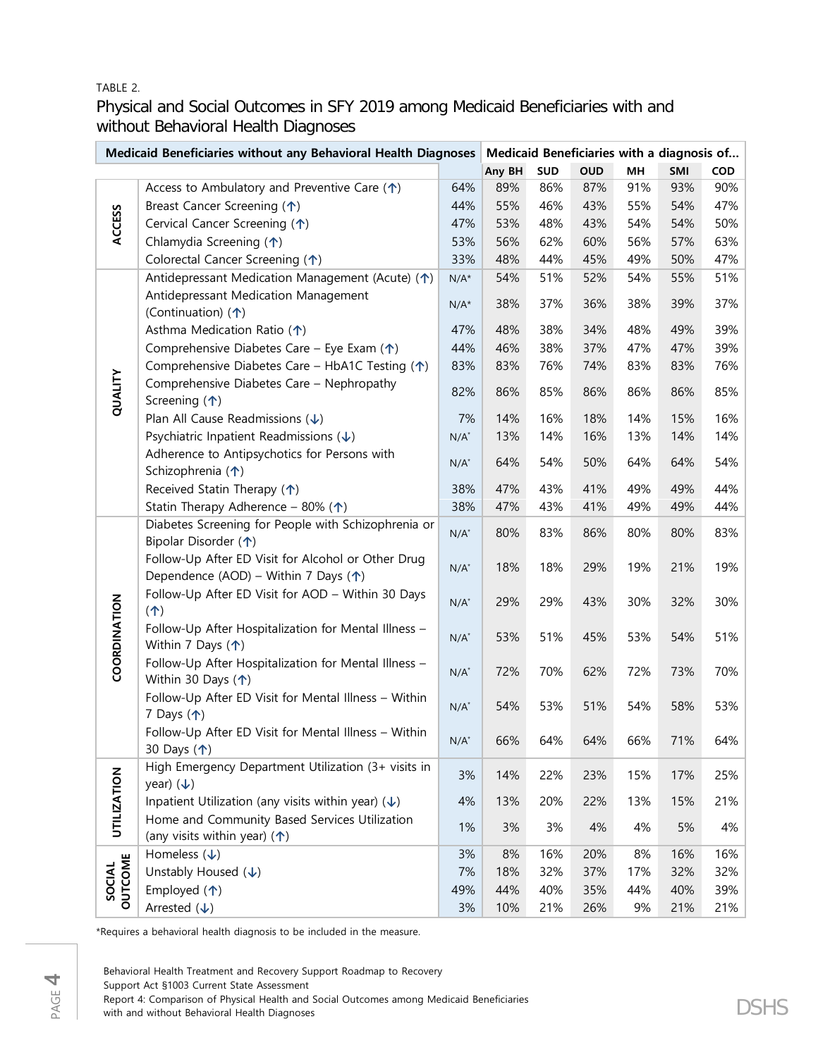TABLE 2.

## Physical and Social Outcomes in SFY 2019 among Medicaid Beneficiaries with and without Behavioral Health Diagnoses

| | | Medicaid Beneficiaries without any Behavioral Health Diagnoses | Medicaid Beneficiaries with a diagnosis of… | | | | | |
|---|---|---|---|---|---|---|---|---|
| | | | Any BH | SUD | OUD | MH | SMI | COD |
| ACCESS | Access to Ambulatory and Preventive Care (↑) | 64% | 89% | 86% | 87% | 91% | 93% | 90% |
| | Breast Cancer Screening (↑) | 44% | 55% | 46% | 43% | 55% | 54% | 47% |
| | Cervical Cancer Screening (↑) | 47% | 53% | 48% | 43% | 54% | 54% | 50% |
| | Chlamydia Screening (↑) | 53% | 56% | 62% | 60% | 56% | 57% | 63% |
| | Colorectal Cancer Screening (↑) | 33% | 48% | 44% | 45% | 49% | 50% | 47% |
| QUALITY | Antidepressant Medication Management (Acute) (↑) | N/A* | 54% | 51% | 52% | 54% | 55% | 51% |
| | Antidepressant Medication Management (Continuation) (↑) | N/A* | 38% | 37% | 36% | 38% | 39% | 37% |
| | Asthma Medication Ratio (↑) | 47% | 48% | 38% | 34% | 48% | 49% | 39% |
| | Comprehensive Diabetes Care – Eye Exam (↑) | 44% | 46% | 38% | 37% | 47% | 47% | 39% |
| | Comprehensive Diabetes Care – HbA1C Testing (↑) | 83% | 83% | 76% | 74% | 83% | 83% | 76% |
| | Comprehensive Diabetes Care – Nephropathy Screening (↑) | 82% | 86% | 85% | 86% | 86% | 86% | 85% |
| | Plan All Cause Readmissions (↓) | 7% | 14% | 16% | 18% | 14% | 15% | 16% |
| | Psychiatric Inpatient Readmissions (↓) | N/A* | 13% | 14% | 16% | 13% | 14% | 14% |
| | Adherence to Antipsychotics for Persons with Schizophrenia (↑) | N/A* | 64% | 54% | 50% | 64% | 64% | 54% |
| | Received Statin Therapy (↑) | 38% | 47% | 43% | 41% | 49% | 49% | 44% |
| | Statin Therapy Adherence – 80% (↑) | 38% | 47% | 43% | 41% | 49% | 49% | 44% |
| COORDINATION | Diabetes Screening for People with Schizophrenia or Bipolar Disorder (↑) | N/A* | 80% | 83% | 86% | 80% | 80% | 83% |
| | Follow-Up After ED Visit for Alcohol or Other Drug Dependence (AOD) – Within 7 Days (↑) | N/A* | 18% | 18% | 29% | 19% | 21% | 19% |
| | Follow-Up After ED Visit for AOD – Within 30 Days (↑) | N/A* | 29% | 29% | 43% | 30% | 32% | 30% |
| | Follow-Up After Hospitalization for Mental Illness – Within 7 Days (↑) | N/A* | 53% | 51% | 45% | 53% | 54% | 51% |
| | Follow-Up After Hospitalization for Mental Illness – Within 30 Days (↑) | N/A* | 72% | 70% | 62% | 72% | 73% | 70% |
| | Follow-Up After ED Visit for Mental Illness – Within 7 Days (↑) | N/A* | 54% | 53% | 51% | 54% | 58% | 53% |
| | Follow-Up After ED Visit for Mental Illness – Within 30 Days (↑) | N/A* | 66% | 64% | 64% | 66% | 71% | 64% |
| UTILIZATION | High Emergency Department Utilization (3+ visits in year) (↓) | 3% | 14% | 22% | 23% | 15% | 17% | 25% |
| | Inpatient Utilization (any visits within year) (↓) | 4% | 13% | 20% | 22% | 13% | 15% | 21% |
| | Home and Community Based Services Utilization (any visits within year) (↑) | 1% | 3% | 3% | 4% | 4% | 5% | 4% |
| SOCIAL OUTCOME | Homeless (↓) | 3% | 8% | 16% | 20% | 8% | 16% | 16% |
| | Unstably Housed (↓) | 7% | 18% | 32% | 37% | 17% | 32% | 32% |
| | Employed (↑) | 49% | 44% | 40% | 35% | 44% | 40% | 39% |
| | Arrested (↓) | 3% | 10% | 21% | 26% | 9% | 21% | 21% |

*Requires a behavioral health diagnosis to be included in the measure.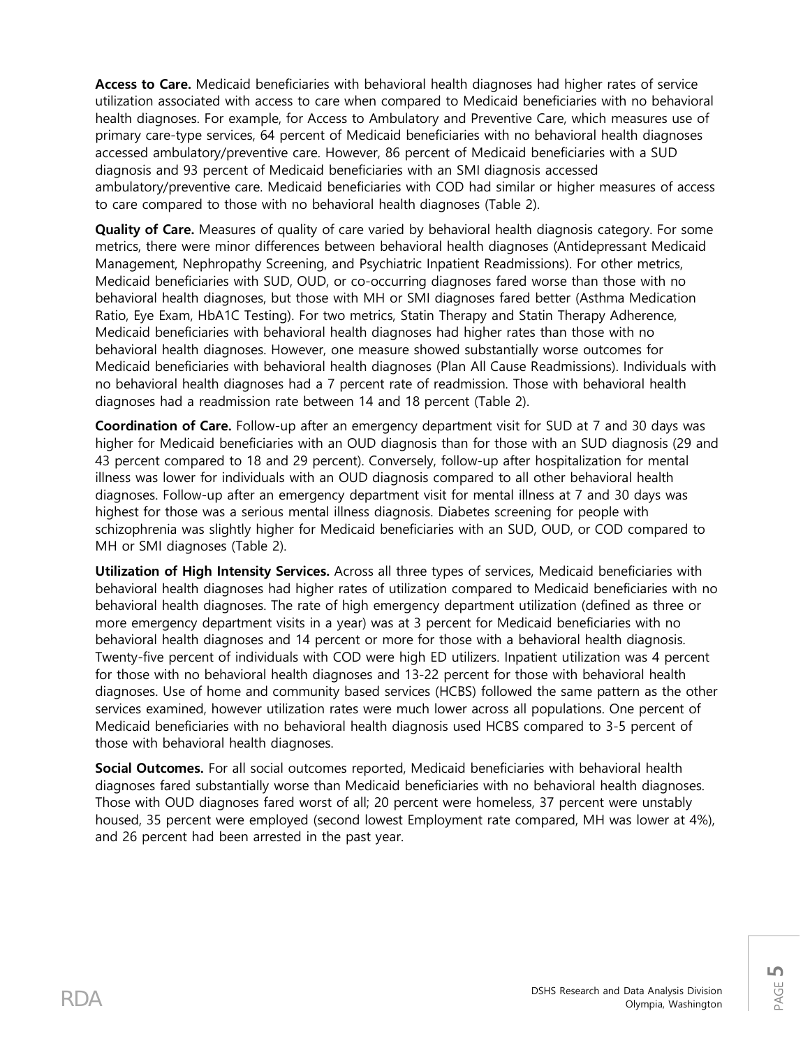**Access to Care.** Medicaid beneficiaries with behavioral health diagnoses had higher rates of service utilization associated with access to care when compared to Medicaid beneficiaries with no behavioral health diagnoses. For example, for Access to Ambulatory and Preventive Care, which measures use of primary care-type services, 64 percent of Medicaid beneficiaries with no behavioral health diagnoses accessed ambulatory/preventive care. However, 86 percent of Medicaid beneficiaries with a SUD diagnosis and 93 percent of Medicaid beneficiaries with an SMI diagnosis accessed ambulatory/preventive care. Medicaid beneficiaries with COD had similar or higher measures of access to care compared to those with no behavioral health diagnoses (Table 2).

**Quality of Care.** Measures of quality of care varied by behavioral health diagnosis category. For some metrics, there were minor differences between behavioral health diagnoses (Antidepressant Medicaid Management, Nephropathy Screening, and Psychiatric Inpatient Readmissions). For other metrics, Medicaid beneficiaries with SUD, OUD, or co-occurring diagnoses fared worse than those with no behavioral health diagnoses, but those with MH or SMI diagnoses fared better (Asthma Medication Ratio, Eye Exam, HbA1C Testing). For two metrics, Statin Therapy and Statin Therapy Adherence, Medicaid beneficiaries with behavioral health diagnoses had higher rates than those with no behavioral health diagnoses. However, one measure showed substantially worse outcomes for Medicaid beneficiaries with behavioral health diagnoses (Plan All Cause Readmissions). Individuals with no behavioral health diagnoses had a 7 percent rate of readmission. Those with behavioral health diagnoses had a readmission rate between 14 and 18 percent (Table 2).

**Coordination of Care.** Follow-up after an emergency department visit for SUD at 7 and 30 days was higher for Medicaid beneficiaries with an OUD diagnosis than for those with an SUD diagnosis (29 and 43 percent compared to 18 and 29 percent). Conversely, follow-up after hospitalization for mental illness was lower for individuals with an OUD diagnosis compared to all other behavioral health diagnoses. Follow-up after an emergency department visit for mental illness at 7 and 30 days was highest for those was a serious mental illness diagnosis. Diabetes screening for people with schizophrenia was slightly higher for Medicaid beneficiaries with an SUD, OUD, or COD compared to MH or SMI diagnoses (Table 2).

**Utilization of High Intensity Services.** Across all three types of services, Medicaid beneficiaries with behavioral health diagnoses had higher rates of utilization compared to Medicaid beneficiaries with no behavioral health diagnoses. The rate of high emergency department utilization (defined as three or more emergency department visits in a year) was at 3 percent for Medicaid beneficiaries with no behavioral health diagnoses and 14 percent or more for those with a behavioral health diagnosis. Twenty-five percent of individuals with COD were high ED utilizers. Inpatient utilization was 4 percent for those with no behavioral health diagnoses and 13-22 percent for those with behavioral health diagnoses. Use of home and community based services (HCBS) followed the same pattern as the other services examined, however utilization rates were much lower across all populations. One percent of Medicaid beneficiaries with no behavioral health diagnosis used HCBS compared to 3-5 percent of those with behavioral health diagnoses.

**Social Outcomes.** For all social outcomes reported, Medicaid beneficiaries with behavioral health diagnoses fared substantially worse than Medicaid beneficiaries with no behavioral health diagnoses. Those with OUD diagnoses fared worst of all; 20 percent were homeless, 37 percent were unstably housed, 35 percent were employed (second lowest Employment rate compared, MH was lower at 4%), and 26 percent had been arrested in the past year.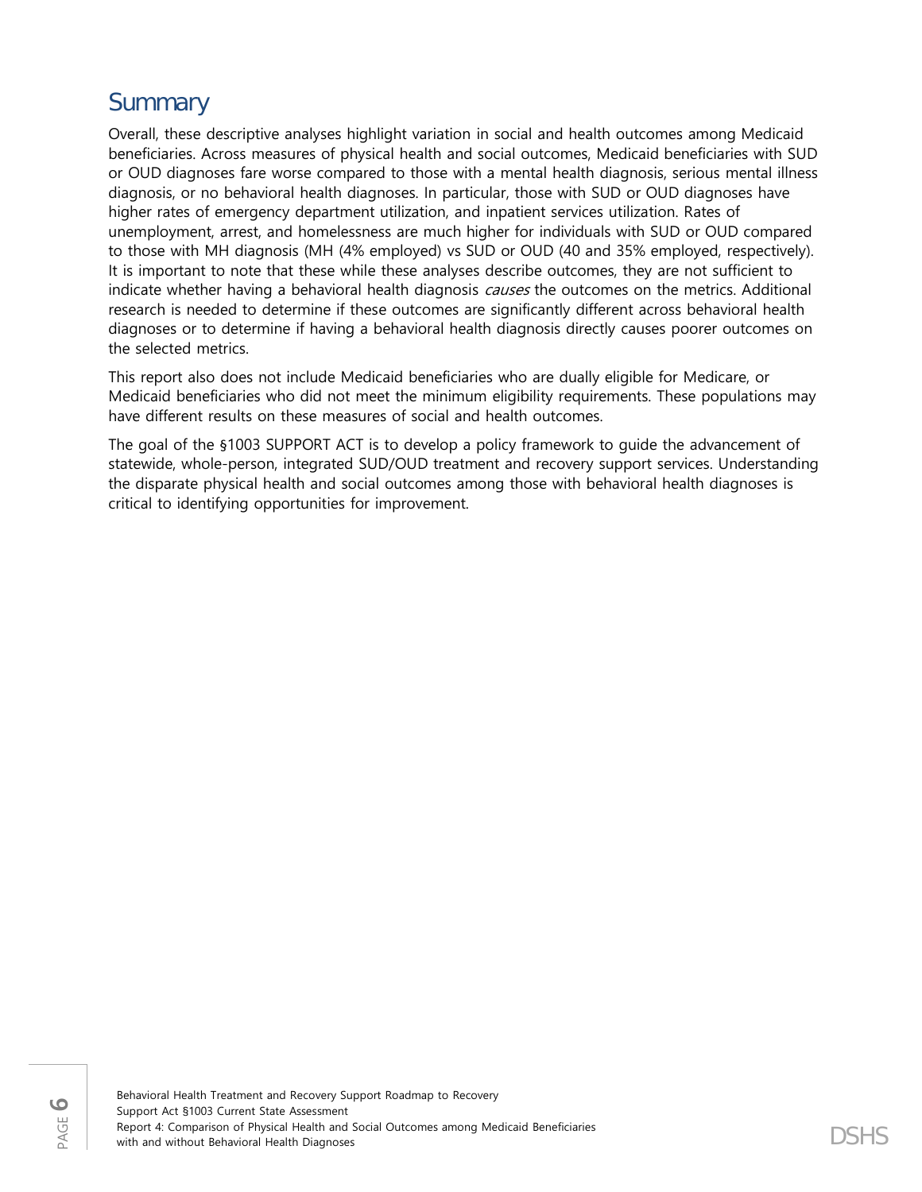## Summary

Overall, these descriptive analyses highlight variation in social and health outcomes among Medicaid beneficiaries. Across measures of physical health and social outcomes, Medicaid beneficiaries with SUD or OUD diagnoses fare worse compared to those with a mental health diagnosis, serious mental illness diagnosis, or no behavioral health diagnoses. In particular, those with SUD or OUD diagnoses have higher rates of emergency department utilization, and inpatient services utilization. Rates of unemployment, arrest, and homelessness are much higher for individuals with SUD or OUD compared to those with MH diagnosis (MH (4% employed) vs SUD or OUD (40 and 35% employed, respectively). It is important to note that these while these analyses describe outcomes, they are not sufficient to indicate whether having a behavioral health diagnosis *causes* the outcomes on the metrics. Additional research is needed to determine if these outcomes are significantly different across behavioral health diagnoses or to determine if having a behavioral health diagnosis directly causes poorer outcomes on the selected metrics.

This report also does not include Medicaid beneficiaries who are dually eligible for Medicare, or Medicaid beneficiaries who did not meet the minimum eligibility requirements. These populations may have different results on these measures of social and health outcomes.

The goal of the §1003 SUPPORT ACT is to develop a policy framework to guide the advancement of statewide, whole-person, integrated SUD/OUD treatment and recovery support services. Understanding the disparate physical health and social outcomes among those with behavioral health diagnoses is critical to identifying opportunities for improvement.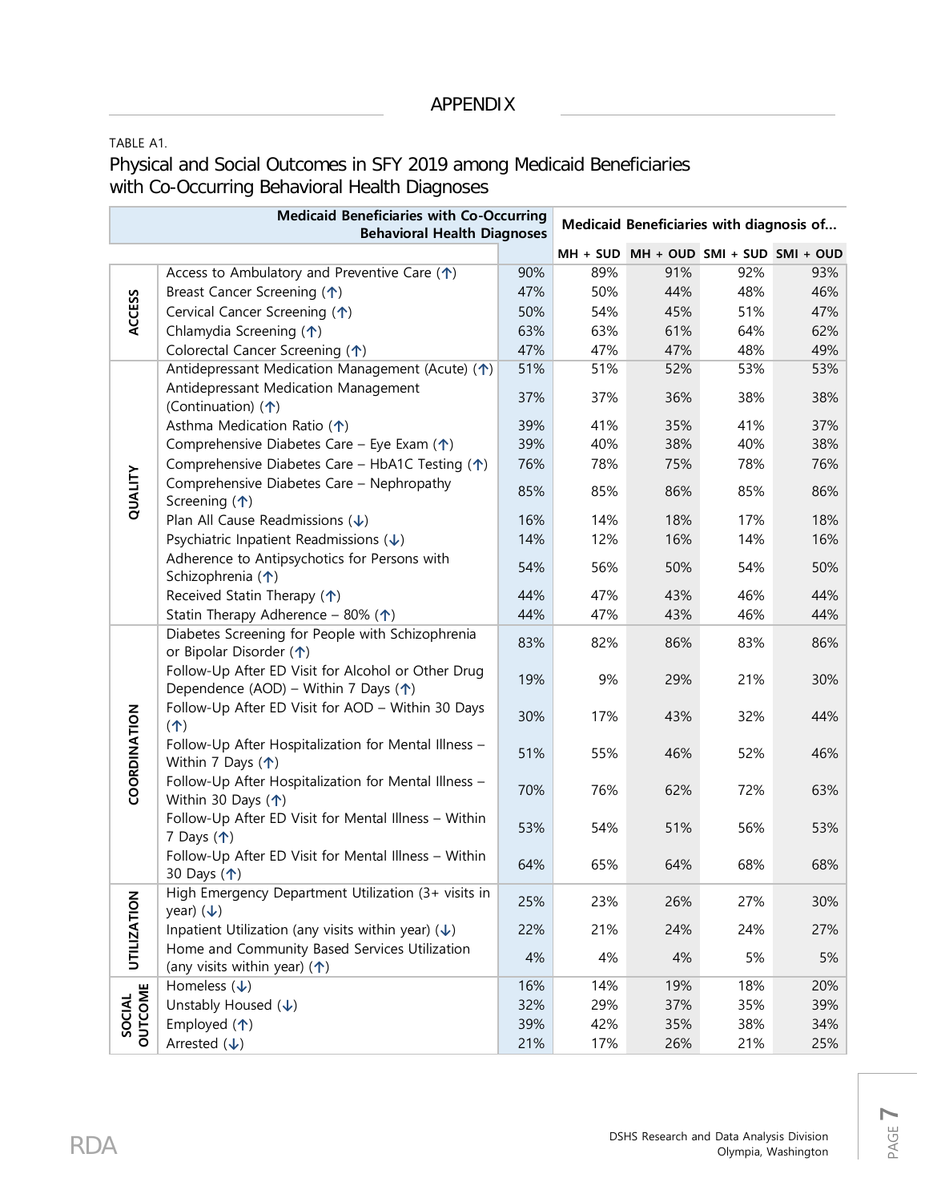# APPENDIX

TABLE A1.

## Physical and Social Outcomes in SFY 2019 among Medicaid Beneficiaries with Co-Occurring Behavioral Health Diagnoses

| | Medicaid Beneficiaries with Co-Occurring Behavioral Health Diagnoses | | Medicaid Beneficiaries with diagnosis of... | | | |
|---|---|---|---|---|---|---|
| | | | MH + SUD | MH + OUD | SMI + SUD | SMI + OUD |
| ACCESS | Access to Ambulatory and Preventive Care (↑) | 90% | 89% | 91% | 92% | 93% |
| | Breast Cancer Screening (↑) | 47% | 50% | 44% | 48% | 46% |
| | Cervical Cancer Screening (↑) | 50% | 54% | 45% | 51% | 47% |
| | Chlamydia Screening (↑) | 63% | 63% | 61% | 64% | 62% |
| | Colorectal Cancer Screening (↑) | 47% | 47% | 47% | 48% | 49% |
| QUALITY | Antidepressant Medication Management (Acute) (↑) | 51% | 51% | 52% | 53% | 53% |
| | Antidepressant Medication Management (Continuation) (↑) | 37% | 37% | 36% | 38% | 38% |
| | Asthma Medication Ratio (↑) | 39% | 41% | 35% | 41% | 37% |
| | Comprehensive Diabetes Care – Eye Exam (↑) | 39% | 40% | 38% | 40% | 38% |
| | Comprehensive Diabetes Care – HbA1C Testing (↑) | 76% | 78% | 75% | 78% | 76% |
| | Comprehensive Diabetes Care – Nephropathy Screening (↑) | 85% | 85% | 86% | 85% | 86% |
| | Plan All Cause Readmissions (↓) | 16% | 14% | 18% | 17% | 18% |
| | Psychiatric Inpatient Readmissions (↓) | 14% | 12% | 16% | 14% | 16% |
| | Adherence to Antipsychotics for Persons with Schizophrenia (↑) | 54% | 56% | 50% | 54% | 50% |
| | Received Statin Therapy (↑) | 44% | 47% | 43% | 46% | 44% |
| | Statin Therapy Adherence – 80% (↑) | 44% | 47% | 43% | 46% | 44% |
| COORDINATION | Diabetes Screening for People with Schizophrenia or Bipolar Disorder (↑) | 83% | 82% | 86% | 83% | 86% |
| | Follow-Up After ED Visit for Alcohol or Other Drug Dependence (AOD) – Within 7 Days (↑) | 19% | 9% | 29% | 21% | 30% |
| | Follow-Up After ED Visit for AOD – Within 30 Days (↑) | 30% | 17% | 43% | 32% | 44% |
| | Follow-Up After Hospitalization for Mental Illness – Within 7 Days (↑) | 51% | 55% | 46% | 52% | 46% |
| | Follow-Up After Hospitalization for Mental Illness – Within 30 Days (↑) | 70% | 76% | 62% | 72% | 63% |
| | Follow-Up After ED Visit for Mental Illness – Within 7 Days (↑) | 53% | 54% | 51% | 56% | 53% |
| | Follow-Up After ED Visit for Mental Illness – Within 30 Days (↑) | 64% | 65% | 64% | 68% | 68% |
| UTILIZATION | High Emergency Department Utilization (3+ visits in year) (↓) | 25% | 23% | 26% | 27% | 30% |
| | Inpatient Utilization (any visits within year) (↓) | 22% | 21% | 24% | 24% | 27% |
| | Home and Community Based Services Utilization (any visits within year) (↑) | 4% | 4% | 4% | 5% | 5% |
| SOCIAL OUTCOME | Homeless (↓) | 16% | 14% | 19% | 18% | 20% |
| | Unstably Housed (↓) | 32% | 29% | 37% | 35% | 39% |
| | Employed (↑) | 39% | 42% | 35% | 38% | 34% |
| | Arrested (↓) | 21% | 17% | 26% | 21% | 25% |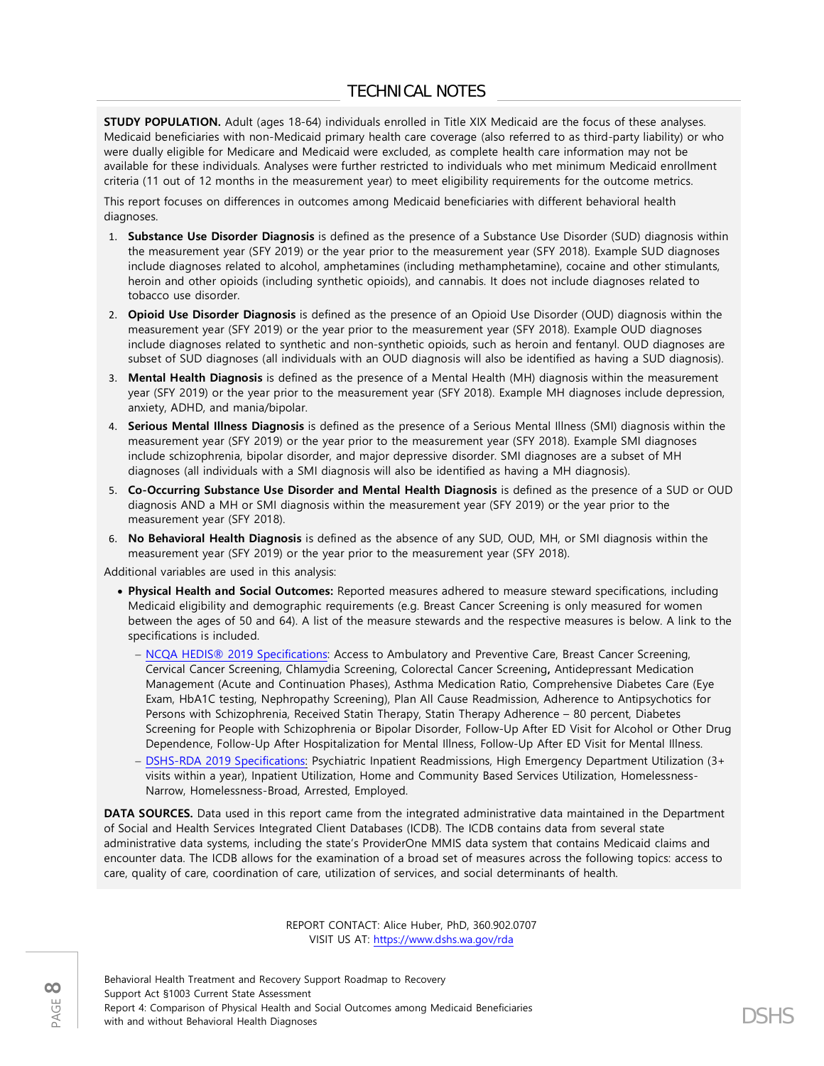# TECHNICAL NOTES

**STUDY POPULATION.** Adult (ages 18-64) individuals enrolled in Title XIX Medicaid are the focus of these analyses. Medicaid beneficiaries with non-Medicaid primary health care coverage (also referred to as third-party liability) or who were dually eligible for Medicare and Medicaid were excluded, as complete health care information may not be available for these individuals. Analyses were further restricted to individuals who met minimum Medicaid enrollment criteria (11 out of 12 months in the measurement year) to meet eligibility requirements for the outcome metrics.

This report focuses on differences in outcomes among Medicaid beneficiaries with different behavioral health diagnoses.

1. **Substance Use Disorder Diagnosis** is defined as the presence of a Substance Use Disorder (SUD) diagnosis within the measurement year (SFY 2019) or the year prior to the measurement year (SFY 2018). Example SUD diagnoses include diagnoses related to alcohol, amphetamines (including methamphetamine), cocaine and other stimulants, heroin and other opioids (including synthetic opioids), and cannabis. It does not include diagnoses related to tobacco use disorder.
2. **Opioid Use Disorder Diagnosis** is defined as the presence of an Opioid Use Disorder (OUD) diagnosis within the measurement year (SFY 2019) or the year prior to the measurement year (SFY 2018). Example OUD diagnoses include diagnoses related to synthetic and non-synthetic opioids, such as heroin and fentanyl. OUD diagnoses are subset of SUD diagnoses (all individuals with an OUD diagnosis will also be identified as having a SUD diagnosis).
3. **Mental Health Diagnosis** is defined as the presence of a Mental Health (MH) diagnosis within the measurement year (SFY 2019) or the year prior to the measurement year (SFY 2018). Example MH diagnoses include depression, anxiety, ADHD, and mania/bipolar.
4. **Serious Mental Illness Diagnosis** is defined as the presence of a Serious Mental Illness (SMI) diagnosis within the measurement year (SFY 2019) or the year prior to the measurement year (SFY 2018). Example SMI diagnoses include schizophrenia, bipolar disorder, and major depressive disorder. SMI diagnoses are a subset of MH diagnoses (all individuals with a SMI diagnosis will also be identified as having a MH diagnosis).
5. **Co-Occurring Substance Use Disorder and Mental Health Diagnosis** is defined as the presence of a SUD or OUD diagnosis AND a MH or SMI diagnosis within the measurement year (SFY 2019) or the year prior to the measurement year (SFY 2018).
6. **No Behavioral Health Diagnosis** is defined as the absence of any SUD, OUD, MH, or SMI diagnosis within the measurement year (SFY 2019) or the year prior to the measurement year (SFY 2018).

Additional variables are used in this analysis:

- **Physical Health and Social Outcomes:** Reported measures adhered to measure steward specifications, including Medicaid eligibility and demographic requirements (e.g. Breast Cancer Screening is only measured for women between the ages of 50 and 64). A list of the measure stewards and the respective measures is below. A link to the specifications is included.
  - NCQA HEDIS® 2019 Specifications: Access to Ambulatory and Preventive Care, Breast Cancer Screening, Cervical Cancer Screening, Chlamydia Screening, Colorectal Cancer Screening**,** Antidepressant Medication Management (Acute and Continuation Phases), Asthma Medication Ratio, Comprehensive Diabetes Care (Eye Exam, HbA1C testing, Nephropathy Screening), Plan All Cause Readmission, Adherence to Antipsychotics for Persons with Schizophrenia, Received Statin Therapy, Statin Therapy Adherence – 80 percent, Diabetes Screening for People with Schizophrenia or Bipolar Disorder, Follow-Up After ED Visit for Alcohol or Other Drug Dependence, Follow-Up After Hospitalization for Mental Illness, Follow-Up After ED Visit for Mental Illness.
  - DSHS-RDA 2019 Specifications: Psychiatric Inpatient Readmissions, High Emergency Department Utilization (3+ visits within a year), Inpatient Utilization, Home and Community Based Services Utilization, Homelessness-Narrow, Homelessness-Broad, Arrested, Employed.

**DATA SOURCES.** Data used in this report came from the integrated administrative data maintained in the Department of Social and Health Services Integrated Client Databases (ICDB). The ICDB contains data from several state administrative data systems, including the state's ProviderOne MMIS data system that contains Medicaid claims and encounter data. The ICDB allows for the examination of a broad set of measures across the following topics: access to care, quality of care, coordination of care, utilization of services, and social determinants of health.

REPORT CONTACT: Alice Huber, PhD, 360.902.0707
VISIT US AT: https://www.dshs.wa.gov/rda